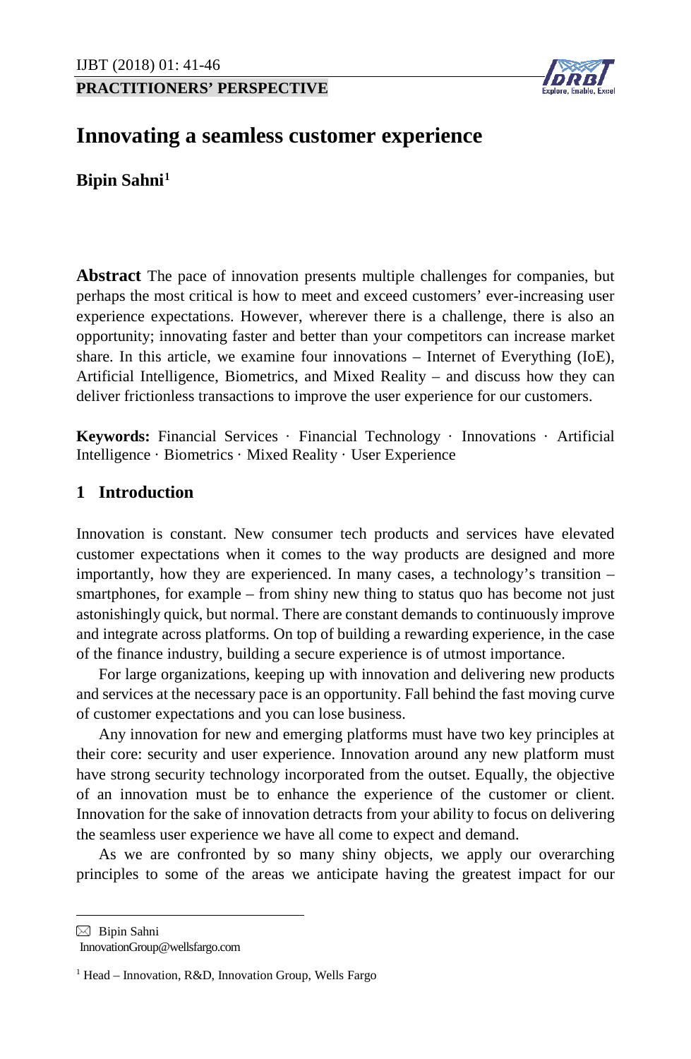**PRACTITIONERS' PERSPECTIVE**

# Innovating a seamless customer experience

**Bipin Sahni**[1]

**Abstract** The pace of innovation presents multiple challenges for companies, but perhaps the most critical is how to meet and exceed customers' ever-increasing user experience expectations. However, wherever there is a challenge, there is also an opportunity; innovating faster and better than your competitors can increase market share. In this article, we examine four innovations – Internet of Everything (IoE), Artificial Intelligence, Biometrics, and Mixed Reality – and discuss how they can deliver frictionless transactions to improve the user experience for our customers.

**Keywords:** Financial Services · Financial Technology · Innovations · Artificial Intelligence · Biometrics · Mixed Reality · User Experience

## 1 Introduction

Innovation is constant. New consumer tech products and services have elevated customer expectations when it comes to the way products are designed and more importantly, how they are experienced. In many cases, a technology's transition – smartphones, for example – from shiny new thing to status quo has become not just astonishingly quick, but normal. There are constant demands to continuously improve and integrate across platforms. On top of building a rewarding experience, in the case of the finance industry, building a secure experience is of utmost importance.

For large organizations, keeping up with innovation and delivering new products and services at the necessary pace is an opportunity. Fall behind the fast moving curve of customer expectations and you can lose business.

Any innovation for new and emerging platforms must have two key principles at their core: security and user experience. Innovation around any new platform must have strong security technology incorporated from the outset. Equally, the objective of an innovation must be to enhance the experience of the customer or client. Innovation for the sake of innovation detracts from your ability to focus on delivering the seamless user experience we have all come to expect and demand.

As we are confronted by so many shiny objects, we apply our overarching principles to some of the areas we anticipate having the greatest impact for our

---

✉ Bipin Sahni
InnovationGroup@wellsfargo.com

[1] Head – Innovation, R&D, Innovation Group, Wells Fargo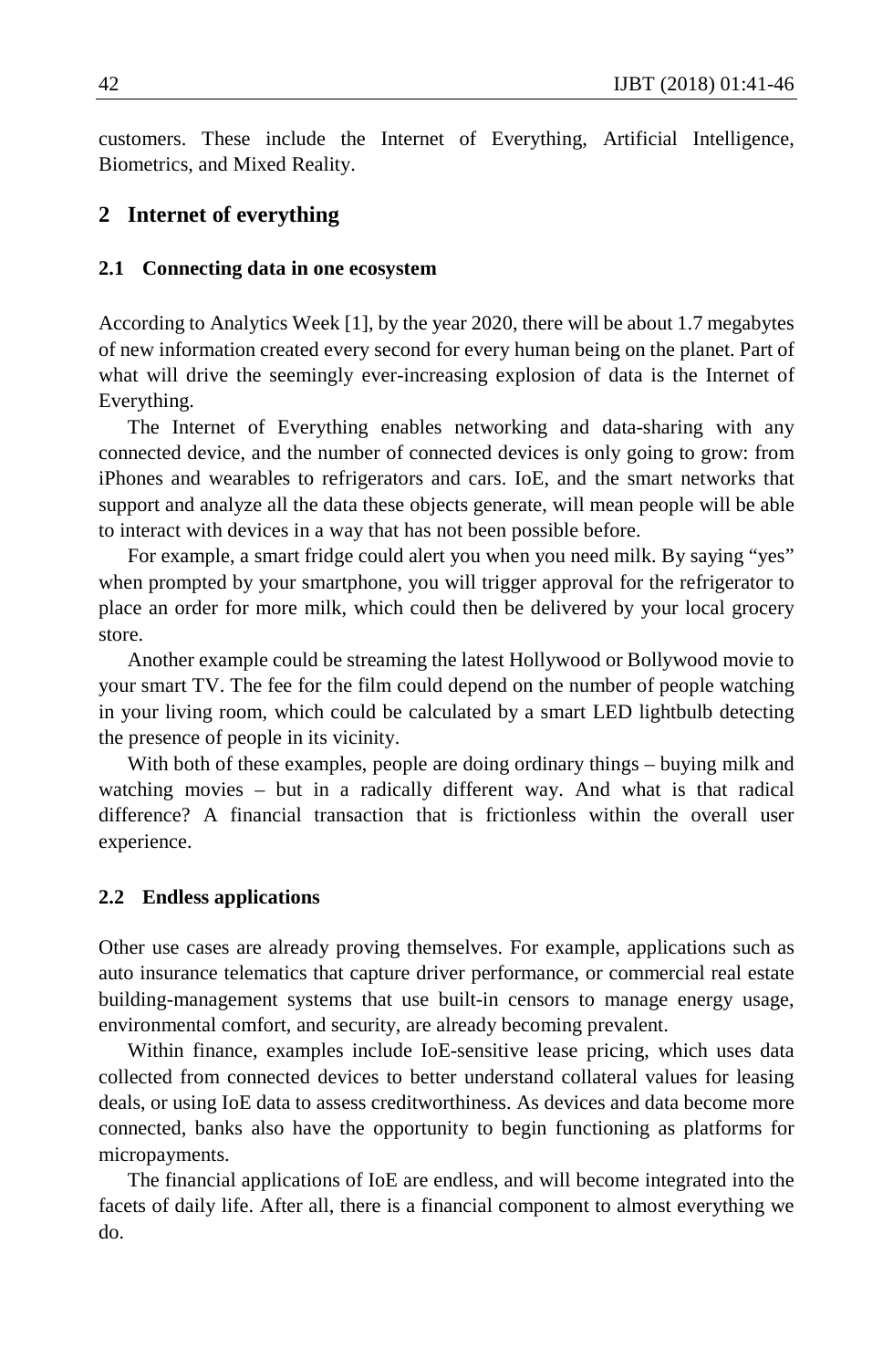customers. These include the Internet of Everything, Artificial Intelligence, Biometrics, and Mixed Reality.

## 2 Internet of everything

### 2.1 Connecting data in one ecosystem

According to Analytics Week [1], by the year 2020, there will be about 1.7 megabytes of new information created every second for every human being on the planet. Part of what will drive the seemingly ever-increasing explosion of data is the Internet of Everything.

The Internet of Everything enables networking and data-sharing with any connected device, and the number of connected devices is only going to grow: from iPhones and wearables to refrigerators and cars. IoE, and the smart networks that support and analyze all the data these objects generate, will mean people will be able to interact with devices in a way that has not been possible before.

For example, a smart fridge could alert you when you need milk. By saying "yes" when prompted by your smartphone, you will trigger approval for the refrigerator to place an order for more milk, which could then be delivered by your local grocery store.

Another example could be streaming the latest Hollywood or Bollywood movie to your smart TV. The fee for the film could depend on the number of people watching in your living room, which could be calculated by a smart LED lightbulb detecting the presence of people in its vicinity.

With both of these examples, people are doing ordinary things – buying milk and watching movies – but in a radically different way. And what is that radical difference? A financial transaction that is frictionless within the overall user experience.

### 2.2 Endless applications

Other use cases are already proving themselves. For example, applications such as auto insurance telematics that capture driver performance, or commercial real estate building-management systems that use built-in censors to manage energy usage, environmental comfort, and security, are already becoming prevalent.

Within finance, examples include IoE-sensitive lease pricing, which uses data collected from connected devices to better understand collateral values for leasing deals, or using IoE data to assess creditworthiness. As devices and data become more connected, banks also have the opportunity to begin functioning as platforms for micropayments.

The financial applications of IoE are endless, and will become integrated into the facets of daily life. After all, there is a financial component to almost everything we do.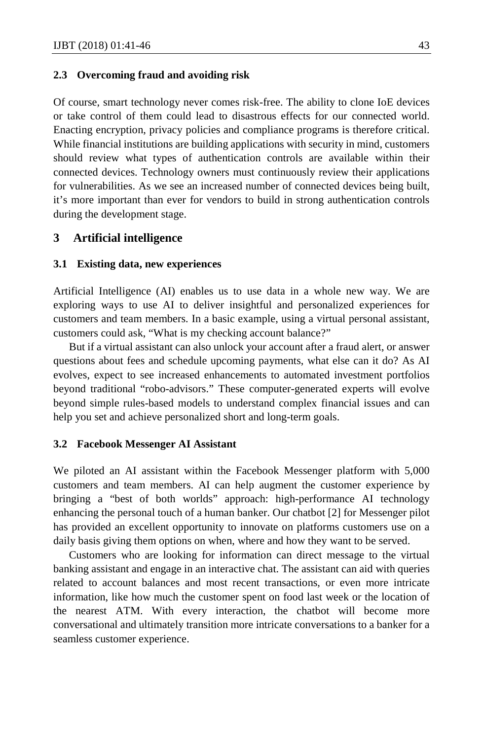### 2.3 Overcoming fraud and avoiding risk

Of course, smart technology never comes risk-free. The ability to clone IoE devices or take control of them could lead to disastrous effects for our connected world. Enacting encryption, privacy policies and compliance programs is therefore critical. While financial institutions are building applications with security in mind, customers should review what types of authentication controls are available within their connected devices. Technology owners must continuously review their applications for vulnerabilities. As we see an increased number of connected devices being built, it's more important than ever for vendors to build in strong authentication controls during the development stage.

## 3 Artificial intelligence

### 3.1 Existing data, new experiences

Artificial Intelligence (AI) enables us to use data in a whole new way. We are exploring ways to use AI to deliver insightful and personalized experiences for customers and team members. In a basic example, using a virtual personal assistant, customers could ask, "What is my checking account balance?"

But if a virtual assistant can also unlock your account after a fraud alert, or answer questions about fees and schedule upcoming payments, what else can it do? As AI evolves, expect to see increased enhancements to automated investment portfolios beyond traditional "robo-advisors." These computer-generated experts will evolve beyond simple rules-based models to understand complex financial issues and can help you set and achieve personalized short and long-term goals.

### 3.2 Facebook Messenger AI Assistant

We piloted an AI assistant within the Facebook Messenger platform with 5,000 customers and team members. AI can help augment the customer experience by bringing a "best of both worlds" approach: high-performance AI technology enhancing the personal touch of a human banker. Our chatbot [2] for Messenger pilot has provided an excellent opportunity to innovate on platforms customers use on a daily basis giving them options on when, where and how they want to be served.

Customers who are looking for information can direct message to the virtual banking assistant and engage in an interactive chat. The assistant can aid with queries related to account balances and most recent transactions, or even more intricate information, like how much the customer spent on food last week or the location of the nearest ATM. With every interaction, the chatbot will become more conversational and ultimately transition more intricate conversations to a banker for a seamless customer experience.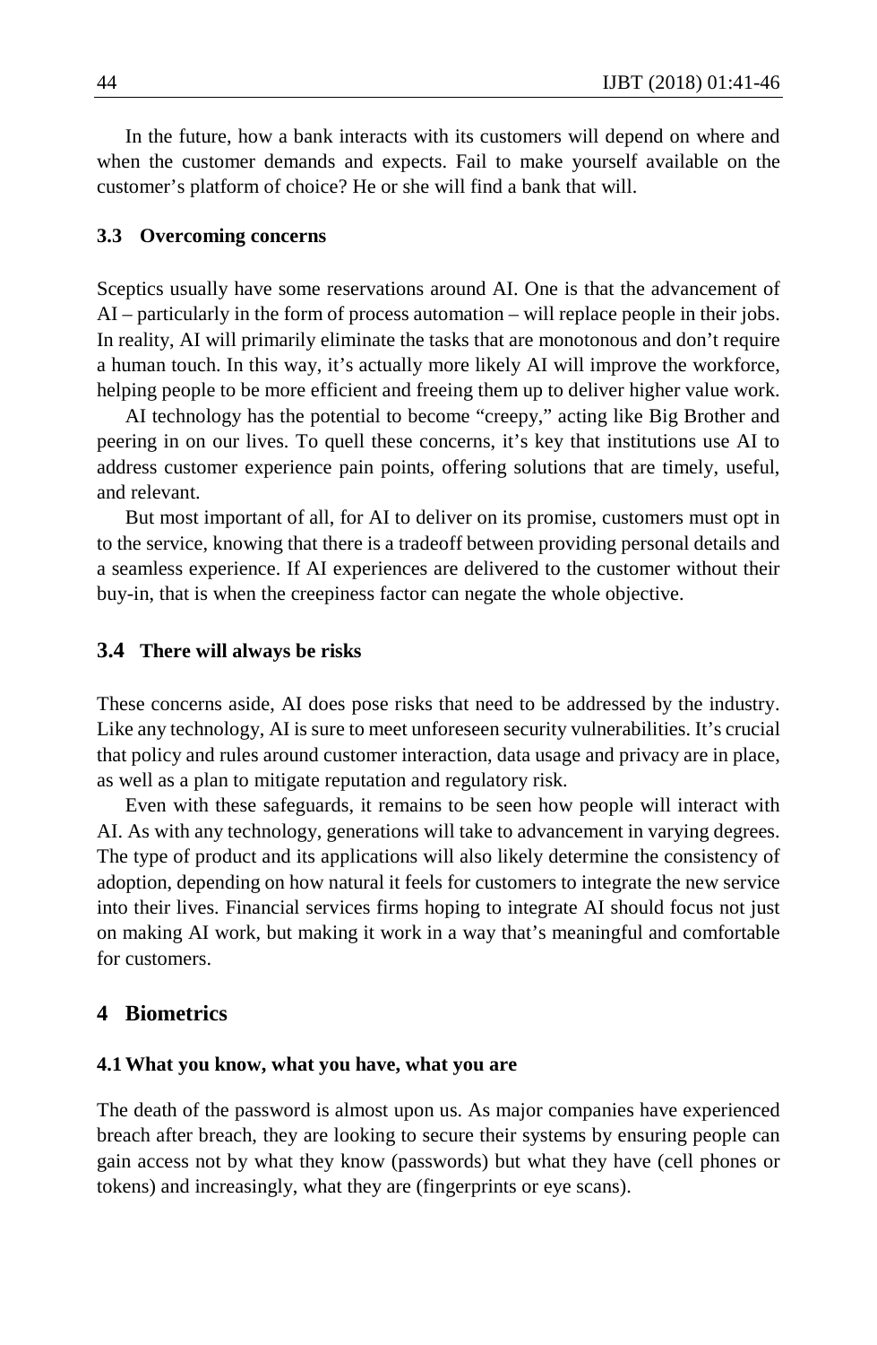In the future, how a bank interacts with its customers will depend on where and when the customer demands and expects. Fail to make yourself available on the customer's platform of choice? He or she will find a bank that will.

### 3.3 Overcoming concerns

Sceptics usually have some reservations around AI. One is that the advancement of AI – particularly in the form of process automation – will replace people in their jobs. In reality, AI will primarily eliminate the tasks that are monotonous and don't require a human touch. In this way, it's actually more likely AI will improve the workforce, helping people to be more efficient and freeing them up to deliver higher value work.

AI technology has the potential to become "creepy," acting like Big Brother and peering in on our lives. To quell these concerns, it's key that institutions use AI to address customer experience pain points, offering solutions that are timely, useful, and relevant.

But most important of all, for AI to deliver on its promise, customers must opt in to the service, knowing that there is a tradeoff between providing personal details and a seamless experience. If AI experiences are delivered to the customer without their buy-in, that is when the creepiness factor can negate the whole objective.

### 3.4 There will always be risks

These concerns aside, AI does pose risks that need to be addressed by the industry. Like any technology, AI is sure to meet unforeseen security vulnerabilities. It's crucial that policy and rules around customer interaction, data usage and privacy are in place, as well as a plan to mitigate reputation and regulatory risk.

Even with these safeguards, it remains to be seen how people will interact with AI. As with any technology, generations will take to advancement in varying degrees. The type of product and its applications will also likely determine the consistency of adoption, depending on how natural it feels for customers to integrate the new service into their lives. Financial services firms hoping to integrate AI should focus not just on making AI work, but making it work in a way that's meaningful and comfortable for customers.

## 4 Biometrics

### 4.1 What you know, what you have, what you are

The death of the password is almost upon us. As major companies have experienced breach after breach, they are looking to secure their systems by ensuring people can gain access not by what they know (passwords) but what they have (cell phones or tokens) and increasingly, what they are (fingerprints or eye scans).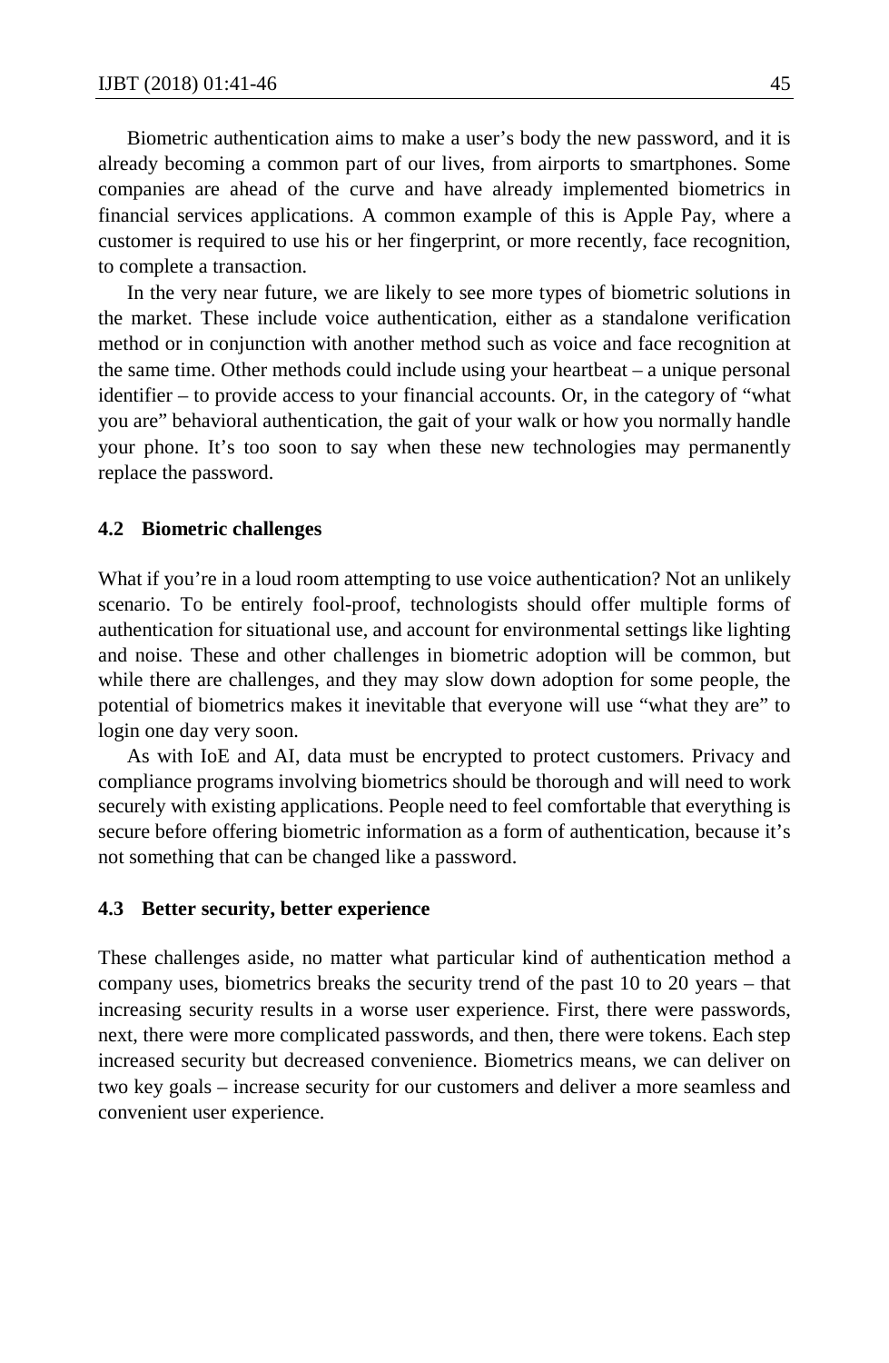Biometric authentication aims to make a user's body the new password, and it is already becoming a common part of our lives, from airports to smartphones. Some companies are ahead of the curve and have already implemented biometrics in financial services applications. A common example of this is Apple Pay, where a customer is required to use his or her fingerprint, or more recently, face recognition, to complete a transaction.

In the very near future, we are likely to see more types of biometric solutions in the market. These include voice authentication, either as a standalone verification method or in conjunction with another method such as voice and face recognition at the same time. Other methods could include using your heartbeat – a unique personal identifier – to provide access to your financial accounts. Or, in the category of "what you are" behavioral authentication, the gait of your walk or how you normally handle your phone. It's too soon to say when these new technologies may permanently replace the password.

### 4.2 Biometric challenges

What if you're in a loud room attempting to use voice authentication? Not an unlikely scenario. To be entirely fool-proof, technologists should offer multiple forms of authentication for situational use, and account for environmental settings like lighting and noise. These and other challenges in biometric adoption will be common, but while there are challenges, and they may slow down adoption for some people, the potential of biometrics makes it inevitable that everyone will use "what they are" to login one day very soon.

As with IoE and AI, data must be encrypted to protect customers. Privacy and compliance programs involving biometrics should be thorough and will need to work securely with existing applications. People need to feel comfortable that everything is secure before offering biometric information as a form of authentication, because it's not something that can be changed like a password.

### 4.3 Better security, better experience

These challenges aside, no matter what particular kind of authentication method a company uses, biometrics breaks the security trend of the past 10 to 20 years – that increasing security results in a worse user experience. First, there were passwords, next, there were more complicated passwords, and then, there were tokens. Each step increased security but decreased convenience. Biometrics means, we can deliver on two key goals – increase security for our customers and deliver a more seamless and convenient user experience.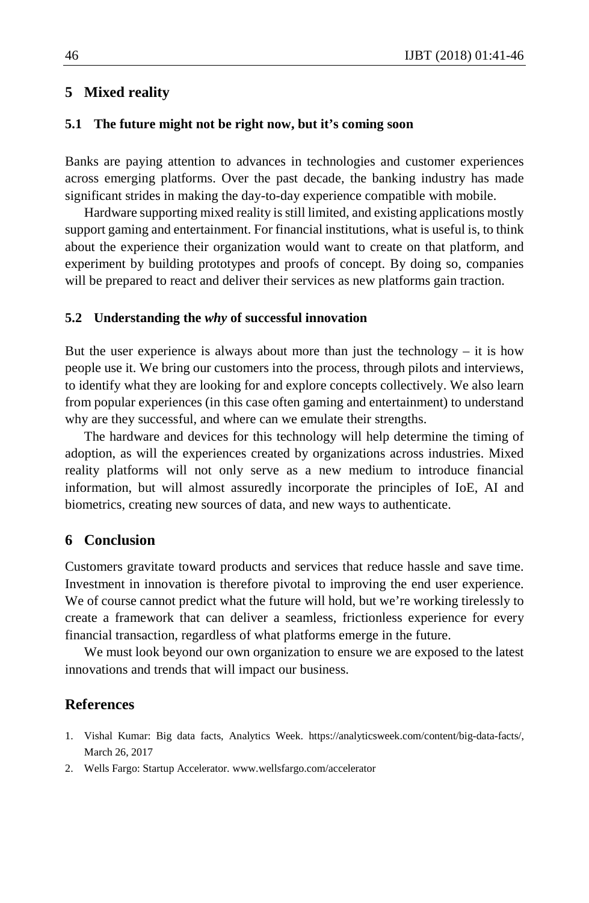## 5 Mixed reality

### 5.1 The future might not be right now, but it's coming soon

Banks are paying attention to advances in technologies and customer experiences across emerging platforms. Over the past decade, the banking industry has made significant strides in making the day-to-day experience compatible with mobile.

Hardware supporting mixed reality is still limited, and existing applications mostly support gaming and entertainment. For financial institutions, what is useful is, to think about the experience their organization would want to create on that platform, and experiment by building prototypes and proofs of concept. By doing so, companies will be prepared to react and deliver their services as new platforms gain traction.

### 5.2 Understanding the *why* of successful innovation

But the user experience is always about more than just the technology – it is how people use it. We bring our customers into the process, through pilots and interviews, to identify what they are looking for and explore concepts collectively. We also learn from popular experiences (in this case often gaming and entertainment) to understand why are they successful, and where can we emulate their strengths.

The hardware and devices for this technology will help determine the timing of adoption, as will the experiences created by organizations across industries. Mixed reality platforms will not only serve as a new medium to introduce financial information, but will almost assuredly incorporate the principles of IoE, AI and biometrics, creating new sources of data, and new ways to authenticate.

## 6 Conclusion

Customers gravitate toward products and services that reduce hassle and save time. Investment in innovation is therefore pivotal to improving the end user experience. We of course cannot predict what the future will hold, but we're working tirelessly to create a framework that can deliver a seamless, frictionless experience for every financial transaction, regardless of what platforms emerge in the future.

We must look beyond our own organization to ensure we are exposed to the latest innovations and trends that will impact our business.

## References

1. Vishal Kumar: Big data facts, Analytics Week. https://analyticsweek.com/content/big-data-facts/, March 26, 2017
2. Wells Fargo: Startup Accelerator. www.wellsfargo.com/accelerator